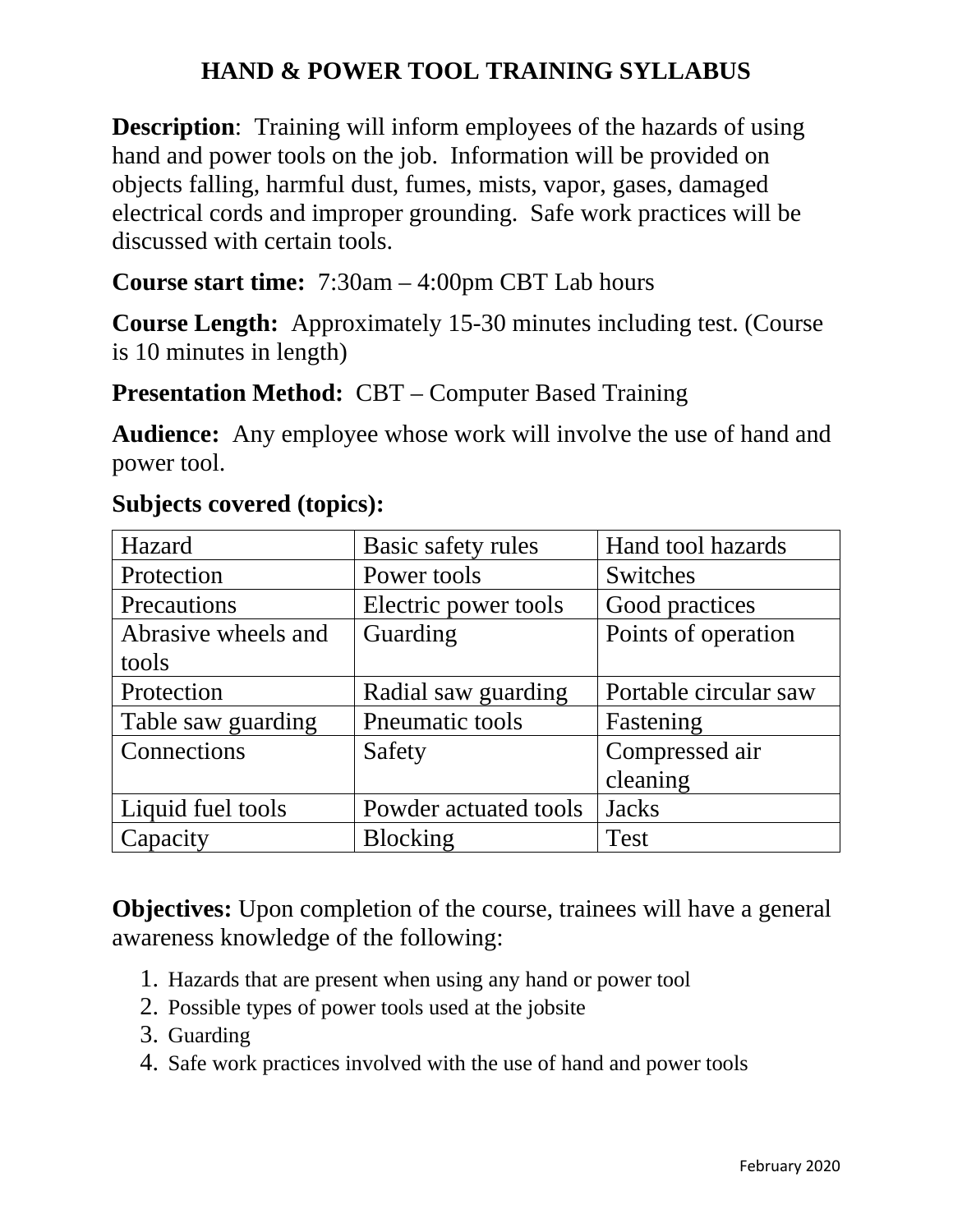# HAND & POWER TOOL TRAINING SYLLABUS

**Description**: Training will inform employees of the hazards of using hand and power tools on the job. Information will be provided on objects falling, harmful dust, fumes, mists, vapor, gases, damaged electrical cords and improper grounding. Safe work practices will be discussed with certain tools.

**Course start time:** 7:30am – 4:00pm CBT Lab hours

**Course Length:** Approximately 15-30 minutes including test. (Course is 10 minutes in length)

**Presentation Method:** CBT – Computer Based Training

**Audience:** Any employee whose work will involve the use of hand and power tool.

**Subjects covered (topics):**

| | | |
|---|---|---|
| Hazard | Basic safety rules | Hand tool hazards |
| Protection | Power tools | Switches |
| Precautions | Electric power tools | Good practices |
| Abrasive wheels and tools | Guarding | Points of operation |
| Protection | Radial saw guarding | Portable circular saw |
| Table saw guarding | Pneumatic tools | Fastening |
| Connections | Safety | Compressed air cleaning |
| Liquid fuel tools | Powder actuated tools | Jacks |
| Capacity | Blocking | Test |

**Objectives:** Upon completion of the course, trainees will have a general awareness knowledge of the following:

1. Hazards that are present when using any hand or power tool
2. Possible types of power tools used at the jobsite
3. Guarding
4. Safe work practices involved with the use of hand and power tools

February 2020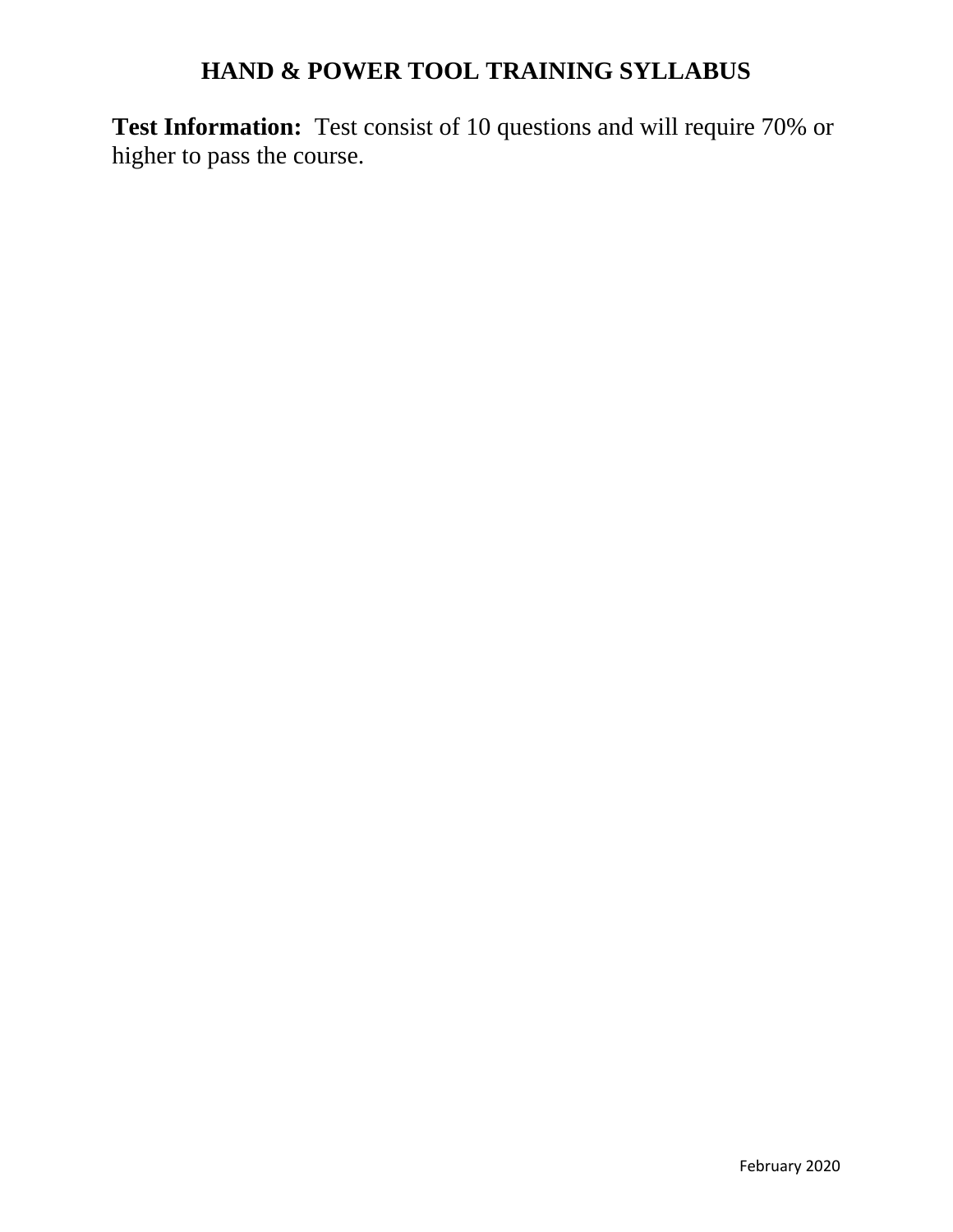# HAND & POWER TOOL TRAINING SYLLABUS

**Test Information:** Test consist of 10 questions and will require 70% or higher to pass the course.

February 2020